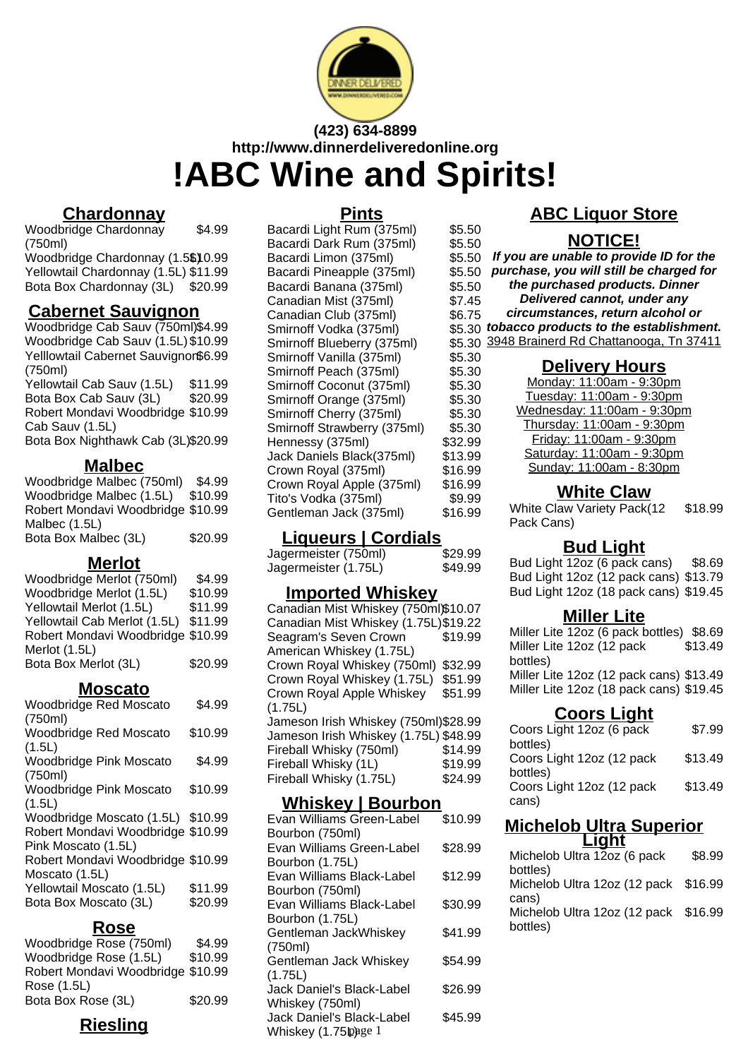**(423) 634-8899**
**http://www.dinnerdeliveredonline.org**

# !ABC Wine and Spirits!

## Chardonnay

| Item | Price |
|---|---|
| Woodbridge Chardonnay (750ml) | $4.99 |
| Woodbridge Chardonnay (1.5L) | $10.99 |
| Yellowtail Chardonnay (1.5L) | $11.99 |
| Bota Box Chardonnay (3L) | $20.99 |

## Cabernet Sauvignon

| Item | Price |
|---|---|
| Woodbridge Cab Sauv (750ml) | $4.99 |
| Woodbridge Cab Sauv (1.5L) | $10.99 |
| Yelllowtail Cabernet Sauvignon (750ml) | $6.99 |
| Yellowtail Cab Sauv (1.5L) | $11.99 |
| Bota Box Cab Sauv (3L) | $20.99 |
| Robert Mondavi Woodbridge Cab Sauv (1.5L) | $10.99 |
| Bota Box Nighthawk Cab (3L) | $20.99 |

## Malbec

| Item | Price |
|---|---|
| Woodbridge Malbec (750ml) | $4.99 |
| Woodbridge Malbec (1.5L) | $10.99 |
| Robert Mondavi Woodbridge Malbec (1.5L) | $10.99 |
| Bota Box Malbec (3L) | $20.99 |

## Merlot

| Item | Price |
|---|---|
| Woodbridge Merlot (750ml) | $4.99 |
| Woodbridge Merlot (1.5L) | $10.99 |
| Yellowtail Merlot (1.5L) | $11.99 |
| Yellowtail Cab Merlot (1.5L) | $11.99 |
| Robert Mondavi Woodbridge Merlot (1.5L) | $10.99 |
| Bota Box Merlot (3L) | $20.99 |

## Moscato

| Item | Price |
|---|---|
| Woodbridge Red Moscato (750ml) | $4.99 |
| Woodbridge Red Moscato (1.5L) | $10.99 |
| Woodbridge Pink Moscato (750ml) | $4.99 |
| Woodbridge Pink Moscato (1.5L) | $10.99 |
| Woodbridge Moscato (1.5L) | $10.99 |
| Robert Mondavi Woodbridge Pink Moscato (1.5L) | $10.99 |
| Robert Mondavi Woodbridge Moscato (1.5L) | $10.99 |
| Yellowtail Moscato (1.5L) | $11.99 |
| Bota Box Moscato (3L) | $20.99 |

## Rose

| Item | Price |
|---|---|
| Woodbridge Rose (750ml) | $4.99 |
| Woodbridge Rose (1.5L) | $10.99 |
| Robert Mondavi Woodbridge Rose (1.5L) | $10.99 |
| Bota Box Rose (3L) | $20.99 |

## Riesling

## Pints

| Item | Price |
|---|---|
| Bacardi Light Rum (375ml) | $5.50 |
| Bacardi Dark Rum (375ml) | $5.50 |
| Bacardi Limon (375ml) | $5.50 |
| Bacardi Pineapple (375ml) | $5.50 |
| Bacardi Banana (375ml) | $5.50 |
| Canadian Mist (375ml) | $7.45 |
| Canadian Club (375ml) | $6.75 |
| Smirnoff Vodka (375ml) | $5.30 |
| Smirnoff Blueberry (375ml) | $5.30 |
| Smirnoff Vanilla (375ml) | $5.30 |
| Smirnoff Peach (375ml) | $5.30 |
| Smirnoff Coconut (375ml) | $5.30 |
| Smirnoff Orange (375ml) | $5.30 |
| Smirnoff Cherry (375ml) | $5.30 |
| Smirnoff Strawberry (375ml) | $5.30 |
| Hennessy (375ml) | $32.99 |
| Jack Daniels Black(375ml) | $13.99 |
| Crown Royal (375ml) | $16.99 |
| Crown Royal Apple (375ml) | $16.99 |
| Tito's Vodka (375ml) | $9.99 |
| Gentleman Jack (375ml) | $16.99 |

## Liqueurs | Cordials

| Item | Price |
|---|---|
| Jagermeister (750ml) | $29.99 |
| Jagermeister (1.75L) | $49.99 |

## Imported Whiskey

| Item | Price |
|---|---|
| Canadian Mist Whiskey (750ml) | $10.07 |
| Canadian Mist Whiskey (1.75L) | $19.22 |
| Seagram's Seven Crown American Whiskey (1.75L) | $19.99 |
| Crown Royal Whiskey (750ml) | $32.99 |
| Crown Royal Whiskey (1.75L) | $51.99 |
| Crown Royal Apple Whiskey (1.75L) | $51.99 |
| Jameson Irish Whiskey (750ml) | $28.99 |
| Jameson Irish Whiskey (1.75L) | $48.99 |
| Fireball Whisky (750ml) | $14.99 |
| Fireball Whisky (1L) | $19.99 |
| Fireball Whisky (1.75L) | $24.99 |

## Whiskey | Bourbon

| Item | Price |
|---|---|
| Evan Williams Green-Label Bourbon (750ml) | $10.99 |
| Evan Williams Green-Label Bourbon (1.75L) | $28.99 |
| Evan Williams Black-Label Bourbon (750ml) | $12.99 |
| Evan Williams Black-Label Bourbon (1.75L) | $30.99 |
| Gentleman JackWhiskey (750ml) | $41.99 |
| Gentleman Jack Whiskey (1.75L) | $54.99 |
| Jack Daniel's Black-Label Whiskey (750ml) | $26.99 |
| Jack Daniel's Black-Label Whiskey (1.75L) | $45.99 |

## ABC Liquor Store

### NOTICE!

***If you are unable to provide ID for the purchase, you will still be charged for the purchased products. Dinner Delivered cannot, under any circumstances, return alcohol or tobacco products to the establishment.***

3948 Brainerd Rd Chattanooga, Tn 37411

## Delivery Hours

Monday: 11:00am - 9:30pm
Tuesday: 11:00am - 9:30pm
Wednesday: 11:00am - 9:30pm
Thursday: 11:00am - 9:30pm
Friday: 11:00am - 9:30pm
Saturday: 11:00am - 9:30pm
Sunday: 11:00am - 8:30pm

## White Claw

| Item | Price |
|---|---|
| White Claw Variety Pack(12 Pack Cans) | $18.99 |

## Bud Light

| Item | Price |
|---|---|
| Bud Light 12oz (6 pack cans) | $8.69 |
| Bud Light 12oz (12 pack cans) | $13.79 |
| Bud Light 12oz (18 pack cans) | $19.45 |

## Miller Lite

| Item | Price |
|---|---|
| Miller Lite 12oz (6 pack bottles) | $8.69 |
| Miller Lite 12oz (12 pack bottles) | $13.49 |
| Miller Lite 12oz (12 pack cans) | $13.49 |
| Miller Lite 12oz (18 pack cans) | $19.45 |

## Coors Light

| Item | Price |
|---|---|
| Coors Light 12oz (6 pack bottles) | $7.99 |
| Coors Light 12oz (12 pack bottles) | $13.49 |
| Coors Light 12oz (12 pack cans) | $13.49 |

## Michelob Ultra Superior Light

| Item | Price |
|---|---|
| Michelob Ultra 12oz (6 pack bottles) | $8.99 |
| Michelob Ultra 12oz (12 pack cans) | $16.99 |
| Michelob Ultra 12oz (12 pack bottles) | $16.99 |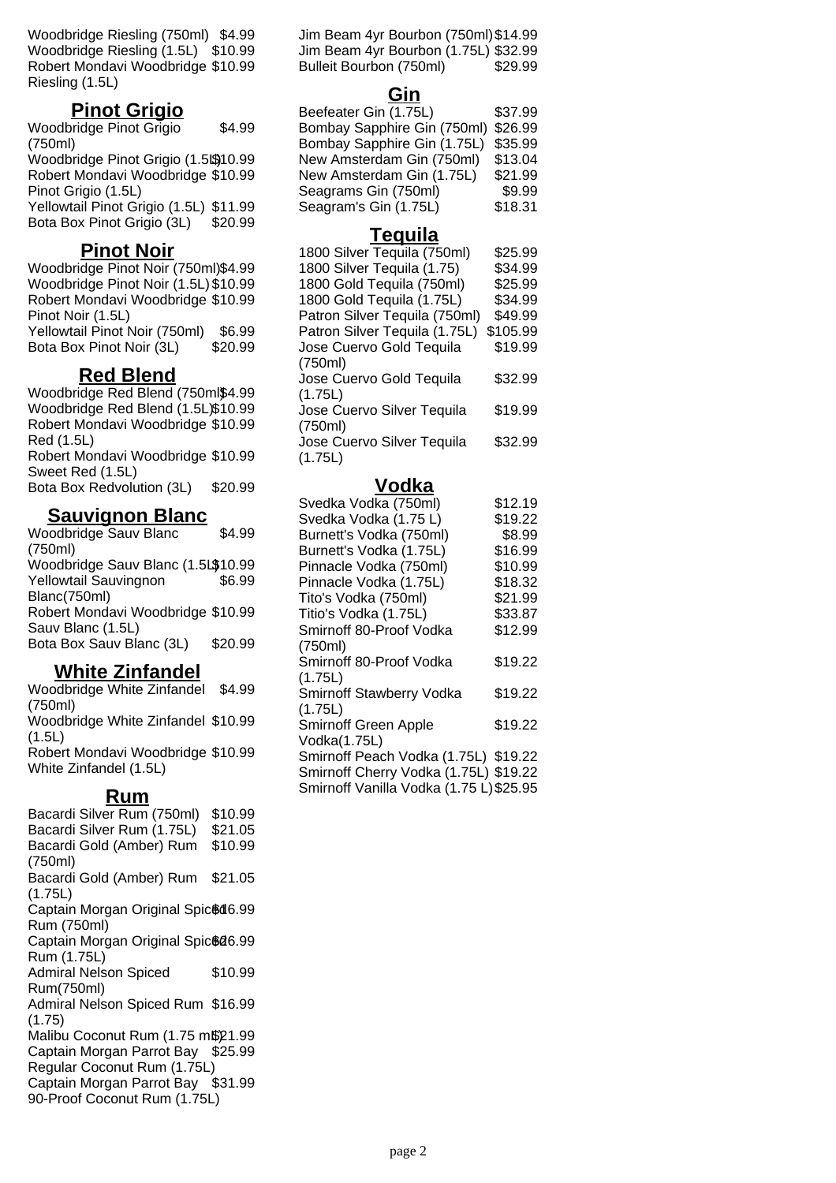| | |
|---|---|
| Woodbridge Riesling (750ml) | $4.99 |
| Woodbridge Riesling (1.5L) | $10.99 |
| Robert Mondavi Woodbridge Riesling (1.5L) | $10.99 |

## Pinot Grigio

| | |
|---|---|
| Woodbridge Pinot Grigio (750ml) | $4.99 |
| Woodbridge Pinot Grigio (1.5L) | $10.99 |
| Robert Mondavi Woodbridge Pinot Grigio (1.5L) | $10.99 |
| Yellowtail Pinot Grigio (1.5L) | $11.99 |
| Bota Box Pinot Grigio (3L) | $20.99 |

## Pinot Noir

| | |
|---|---|
| Woodbridge Pinot Noir (750ml) | $4.99 |
| Woodbridge Pinot Noir (1.5L) | $10.99 |
| Robert Mondavi Woodbridge Pinot Noir (1.5L) | $10.99 |
| Yellowtail Pinot Noir (750ml) | $6.99 |
| Bota Box Pinot Noir (3L) | $20.99 |

## Red Blend

| | |
|---|---|
| Woodbridge Red Blend (750ml) | $4.99 |
| Woodbridge Red Blend (1.5L) | $10.99 |
| Robert Mondavi Woodbridge Red (1.5L) | $10.99 |
| Robert Mondavi Woodbridge Sweet Red (1.5L) | $10.99 |
| Bota Box Redvolution (3L) | $20.99 |

## Sauvignon Blanc

| | |
|---|---|
| Woodbridge Sauv Blanc (750ml) | $4.99 |
| Woodbridge Sauv Blanc (1.5L) | $10.99 |
| Yellowtail Sauvingnon Blanc(750ml) | $6.99 |
| Robert Mondavi Woodbridge Sauv Blanc (1.5L) | $10.99 |
| Bota Box Sauv Blanc (3L) | $20.99 |

## White Zinfandel

| | |
|---|---|
| Woodbridge White Zinfandel (750ml) | $4.99 |
| Woodbridge White Zinfandel (1.5L) | $10.99 |
| Robert Mondavi Woodbridge White Zinfandel (1.5L) | $10.99 |

## Rum

| | |
|---|---|
| Bacardi Silver Rum (750ml) | $10.99 |
| Bacardi Silver Rum (1.75L) | $21.05 |
| Bacardi Gold (Amber) Rum (750ml) | $10.99 |
| Bacardi Gold (Amber) Rum (1.75L) | $21.05 |
| Captain Morgan Original Spiced Rum (750ml) | $16.99 |
| Captain Morgan Original Spiced Rum (1.75L) | $26.99 |
| Admiral Nelson Spiced Rum(750ml) | $10.99 |
| Admiral Nelson Spiced Rum (1.75) | $16.99 |
| Malibu Coconut Rum (1.75 ml) | $21.99 |
| Captain Morgan Parrot Bay Regular Coconut Rum (1.75L) | $25.99 |
| Captain Morgan Parrot Bay 90-Proof Coconut Rum (1.75L) | $31.99 |

| | |
|---|---|
| Jim Beam 4yr Bourbon (750ml) | $14.99 |
| Jim Beam 4yr Bourbon (1.75L) | $32.99 |
| Bulleit Bourbon (750ml) | $29.99 |

## Gin

| | |
|---|---|
| Beefeater Gin (1.75L) | $37.99 |
| Bombay Sapphire Gin (750ml) | $26.99 |
| Bombay Sapphire Gin (1.75L) | $35.99 |
| New Amsterdam Gin (750ml) | $13.04 |
| New Amsterdam Gin (1.75L) | $21.99 |
| Seagrams Gin (750ml) | $9.99 |
| Seagram's Gin (1.75L) | $18.31 |

## Tequila

| | |
|---|---|
| 1800 Silver Tequila (750ml) | $25.99 |
| 1800 Silver Tequila (1.75) | $34.99 |
| 1800 Gold Tequila (750ml) | $25.99 |
| 1800 Gold Tequila (1.75L) | $34.99 |
| Patron Silver Tequila (750ml) | $49.99 |
| Patron Silver Tequila (1.75L) | $105.99 |
| Jose Cuervo Gold Tequila (750ml) | $19.99 |
| Jose Cuervo Gold Tequila (1.75L) | $32.99 |
| Jose Cuervo Silver Tequila (750ml) | $19.99 |
| Jose Cuervo Silver Tequila (1.75L) | $32.99 |

## Vodka

| | |
|---|---|
| Svedka Vodka (750ml) | $12.19 |
| Svedka Vodka (1.75 L) | $19.22 |
| Burnett's Vodka (750ml) | $8.99 |
| Burnett's Vodka (1.75L) | $16.99 |
| Pinnacle Vodka (750ml) | $10.99 |
| Pinnacle Vodka (1.75L) | $18.32 |
| Tito's Vodka (750ml) | $21.99 |
| Titio's Vodka (1.75L) | $33.87 |
| Smirnoff 80-Proof Vodka (750ml) | $12.99 |
| Smirnoff 80-Proof Vodka (1.75L) | $19.22 |
| Smirnoff Stawberry Vodka (1.75L) | $19.22 |
| Smirnoff Green Apple Vodka(1.75L) | $19.22 |
| Smirnoff Peach Vodka (1.75L) | $19.22 |
| Smirnoff Cherry Vodka (1.75L) | $19.22 |
| Smirnoff Vanilla Vodka (1.75 L) | $25.95 |